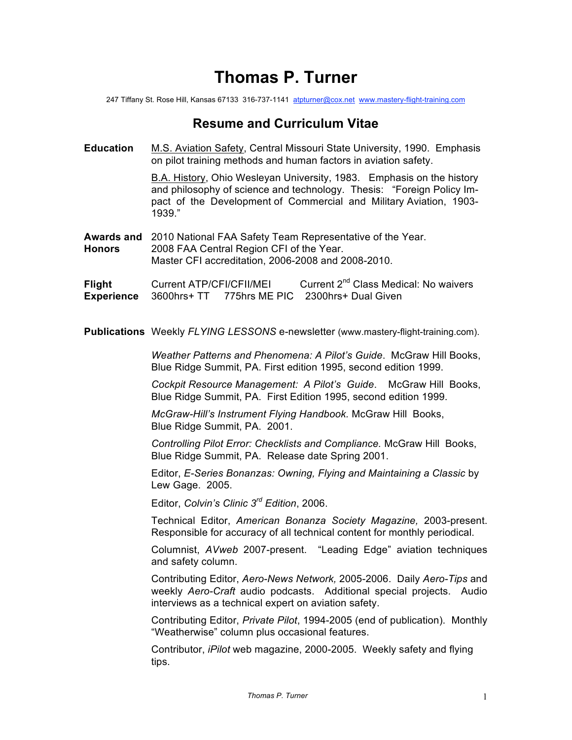# Thomas P. Turner

247 Tiffany St. Rose Hill, Kansas 67133 316-737-1141 atpturner@cox.net www.mastery-flight-training.com

## Resume and Curriculum Vitae

**Education**

M.S. Aviation Safety, Central Missouri State University, 1990. Emphasis on pilot training methods and human factors in aviation safety.

B.A. History, Ohio Wesleyan University, 1983. Emphasis on the history and philosophy of science and technology. Thesis: "Foreign Policy Impact of the Development of Commercial and Military Aviation, 1903-1939."

**Awards and Honors**

2010 National FAA Safety Team Representative of the Year.
2008 FAA Central Region CFI of the Year.
Master CFI accreditation, 2006-2008 and 2008-2010.

**Flight Experience**

Current ATP/CFI/CFII/MEI Current 2nd Class Medical: No waivers
3600hrs+ TT 775hrs ME PIC 2300hrs+ Dual Given

**Publications**

Weekly *FLYING LESSONS* e-newsletter (www.mastery-flight-training.com).

*Weather Patterns and Phenomena: A Pilot's Guide*. McGraw Hill Books, Blue Ridge Summit, PA. First edition 1995, second edition 1999.

*Cockpit Resource Management: A Pilot's Guide*. McGraw Hill Books, Blue Ridge Summit, PA. First Edition 1995, second edition 1999.

*McGraw-Hill's Instrument Flying Handbook*. McGraw Hill Books, Blue Ridge Summit, PA. 2001.

*Controlling Pilot Error: Checklists and Compliance.* McGraw Hill Books, Blue Ridge Summit, PA. Release date Spring 2001.

Editor, *E-Series Bonanzas: Owning, Flying and Maintaining a Classic* by Lew Gage. 2005.

Editor, *Colvin's Clinic 3rd Edition*, 2006.

Technical Editor, *American Bonanza Society Magazine,* 2003-present. Responsible for accuracy of all technical content for monthly periodical.

Columnist, *AVweb* 2007-present. "Leading Edge" aviation techniques and safety column.

Contributing Editor, *Aero-News Network,* 2005-2006. Daily *Aero-Tips* and weekly *Aero-Craft* audio podcasts. Additional special projects. Audio interviews as a technical expert on aviation safety.

Contributing Editor, *Private Pilot*, 1994-2005 (end of publication). Monthly "Weatherwise" column plus occasional features.

Contributor, *iPilot* web magazine, 2000-2005. Weekly safety and flying tips.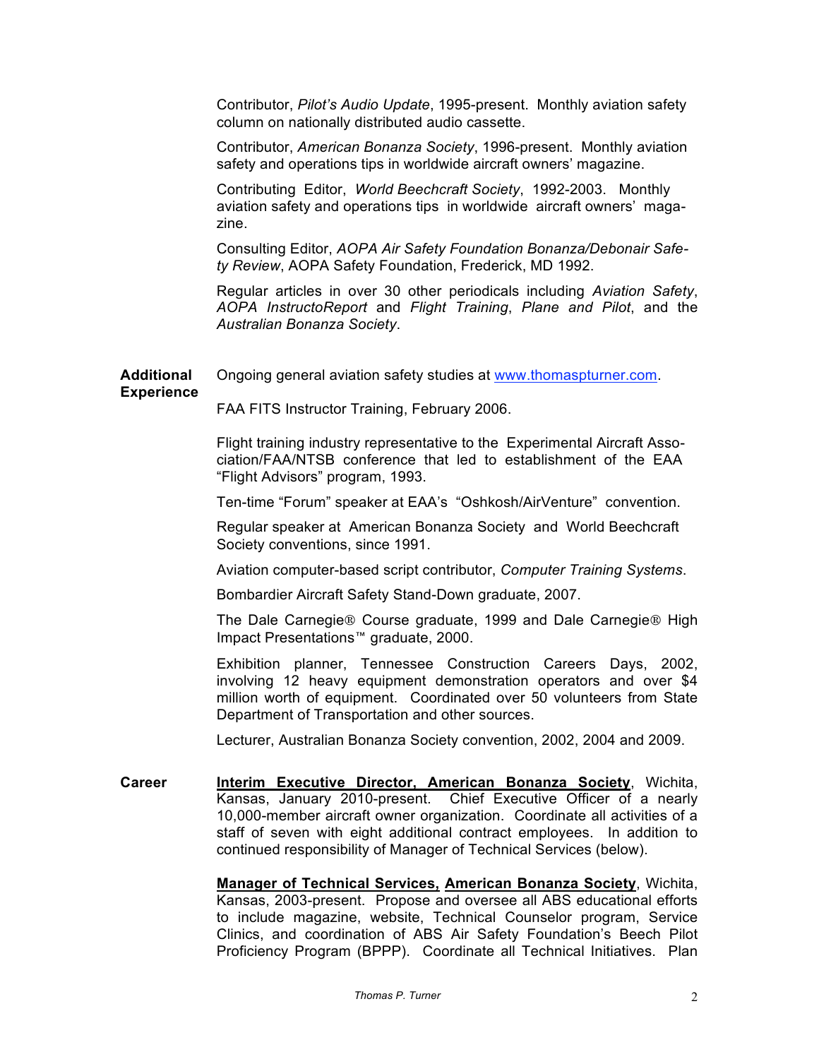Contributor, *Pilot's Audio Update*, 1995-present. Monthly aviation safety column on nationally distributed audio cassette.

Contributor, *American Bonanza Society*, 1996-present. Monthly aviation safety and operations tips in worldwide aircraft owners' magazine.

Contributing Editor, *World Beechcraft Society*, 1992-2003. Monthly aviation safety and operations tips in worldwide aircraft owners' magazine.

Consulting Editor, *AOPA Air Safety Foundation Bonanza/Debonair Safety Review*, AOPA Safety Foundation, Frederick, MD 1992.

Regular articles in over 30 other periodicals including *Aviation Safety*, *AOPA InstructoReport* and *Flight Training*, *Plane and Pilot*, and the *Australian Bonanza Society*.

**Additional Experience**

Ongoing general aviation safety studies at www.thomaspturner.com.

FAA FITS Instructor Training, February 2006.

Flight training industry representative to the Experimental Aircraft Association/FAA/NTSB conference that led to establishment of the EAA "Flight Advisors" program, 1993.

Ten-time "Forum" speaker at EAA's "Oshkosh/AirVenture" convention.

Regular speaker at American Bonanza Society and World Beechcraft Society conventions, since 1991.

Aviation computer-based script contributor, *Computer Training Systems*.

Bombardier Aircraft Safety Stand-Down graduate, 2007.

The Dale Carnegie® Course graduate, 1999 and Dale Carnegie® High Impact Presentations™ graduate, 2000.

Exhibition planner, Tennessee Construction Careers Days, 2002, involving 12 heavy equipment demonstration operators and over $4 million worth of equipment. Coordinated over 50 volunteers from State Department of Transportation and other sources.

Lecturer, Australian Bonanza Society convention, 2002, 2004 and 2009.

**Career**

**Interim Executive Director, American Bonanza Society**, Wichita, Kansas, January 2010-present. Chief Executive Officer of a nearly 10,000-member aircraft owner organization. Coordinate all activities of a staff of seven with eight additional contract employees. In addition to continued responsibility of Manager of Technical Services (below).

**Manager of Technical Services, American Bonanza Society**, Wichita, Kansas, 2003-present. Propose and oversee all ABS educational efforts to include magazine, website, Technical Counselor program, Service Clinics, and coordination of ABS Air Safety Foundation's Beech Pilot Proficiency Program (BPPP). Coordinate all Technical Initiatives. Plan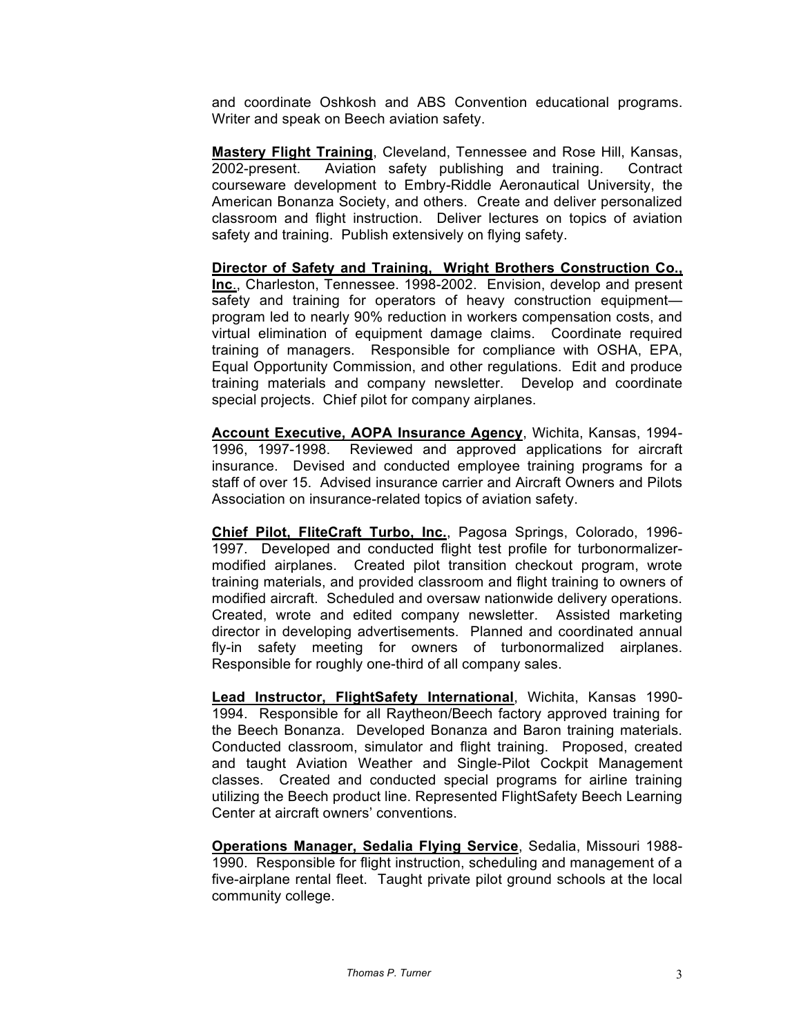and coordinate Oshkosh and ABS Convention educational programs. Writer and speak on Beech aviation safety.

**Mastery Flight Training**, Cleveland, Tennessee and Rose Hill, Kansas, 2002-present. Aviation safety publishing and training. Contract courseware development to Embry-Riddle Aeronautical University, the American Bonanza Society, and others. Create and deliver personalized classroom and flight instruction. Deliver lectures on topics of aviation safety and training. Publish extensively on flying safety.

**Director of Safety and Training, Wright Brothers Construction Co., Inc.**, Charleston, Tennessee. 1998-2002. Envision, develop and present safety and training for operators of heavy construction equipment—program led to nearly 90% reduction in workers compensation costs, and virtual elimination of equipment damage claims. Coordinate required training of managers. Responsible for compliance with OSHA, EPA, Equal Opportunity Commission, and other regulations. Edit and produce training materials and company newsletter. Develop and coordinate special projects. Chief pilot for company airplanes.

**Account Executive, AOPA Insurance Agency**, Wichita, Kansas, 1994-1996, 1997-1998. Reviewed and approved applications for aircraft insurance. Devised and conducted employee training programs for a staff of over 15. Advised insurance carrier and Aircraft Owners and Pilots Association on insurance-related topics of aviation safety.

**Chief Pilot, FliteCraft Turbo, Inc.**, Pagosa Springs, Colorado, 1996-1997. Developed and conducted flight test profile for turbonormalizer-modified airplanes. Created pilot transition checkout program, wrote training materials, and provided classroom and flight training to owners of modified aircraft. Scheduled and oversaw nationwide delivery operations. Created, wrote and edited company newsletter. Assisted marketing director in developing advertisements. Planned and coordinated annual fly-in safety meeting for owners of turbonormalized airplanes. Responsible for roughly one-third of all company sales.

**Lead Instructor, FlightSafety International**, Wichita, Kansas 1990-1994. Responsible for all Raytheon/Beech factory approved training for the Beech Bonanza. Developed Bonanza and Baron training materials. Conducted classroom, simulator and flight training. Proposed, created and taught Aviation Weather and Single-Pilot Cockpit Management classes. Created and conducted special programs for airline training utilizing the Beech product line. Represented FlightSafety Beech Learning Center at aircraft owners' conventions.

**Operations Manager, Sedalia Flying Service**, Sedalia, Missouri 1988-1990. Responsible for flight instruction, scheduling and management of a five-airplane rental fleet. Taught private pilot ground schools at the local community college.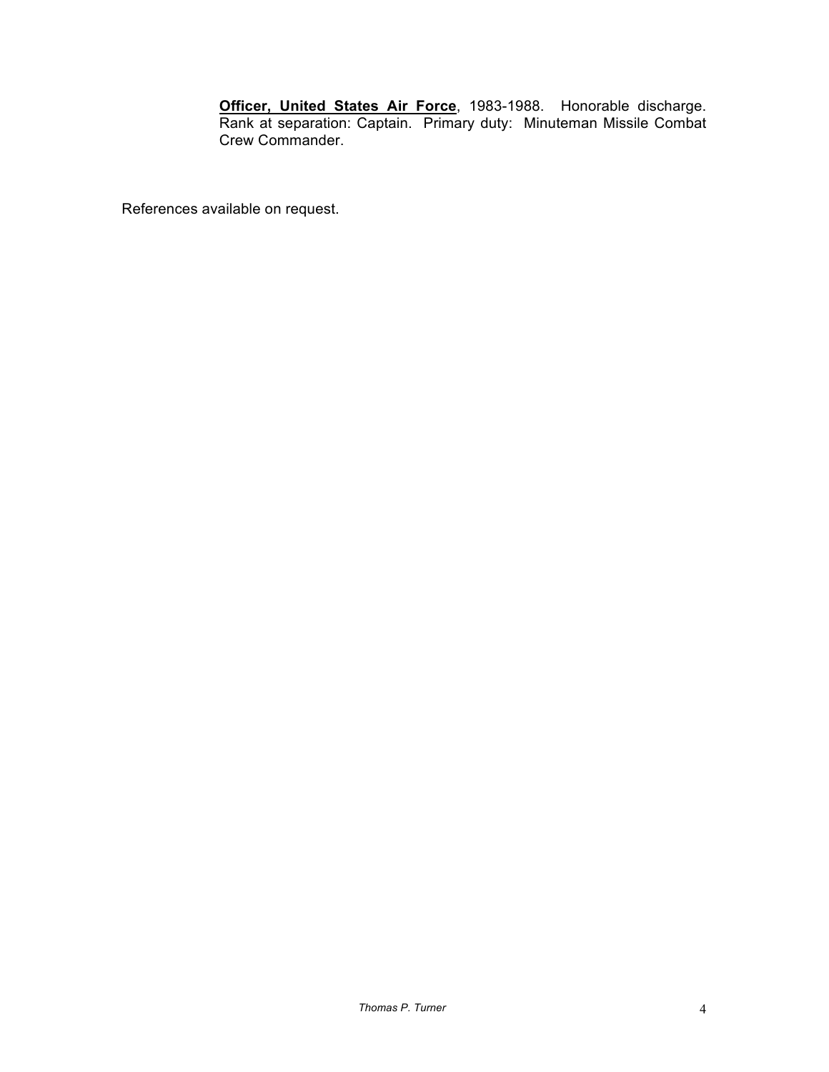**Officer, United States Air Force**, 1983-1988. Honorable discharge. Rank at separation: Captain. Primary duty: Minuteman Missile Combat Crew Commander.

References available on request.